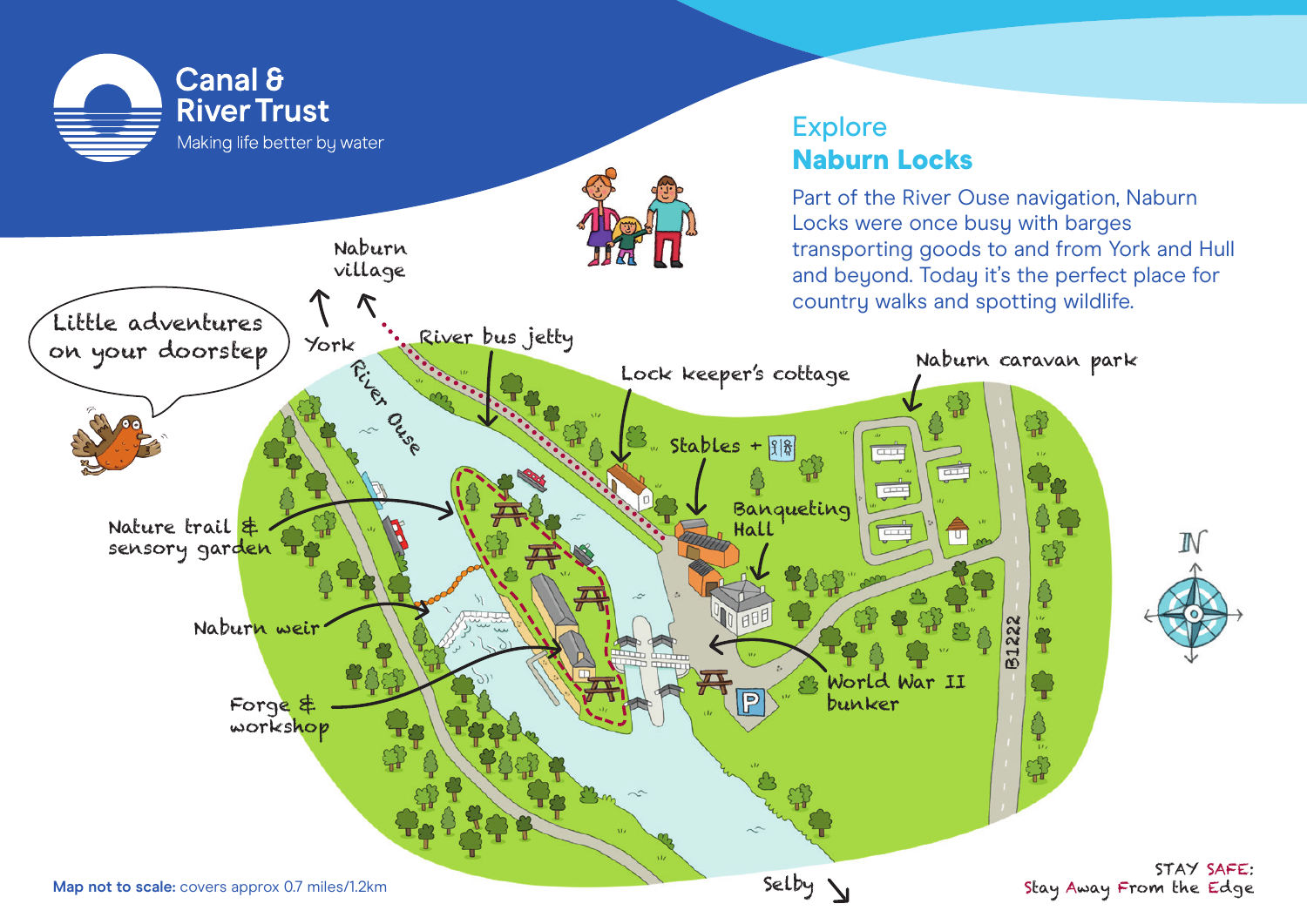Canal & River Trust

Making life better by water

# Explore Naburn Locks

Part of the River Ouse navigation, Naburn Locks were once busy with barges transporting goods to and from York and Hull and beyond. Today it's the perfect place for country walks and spotting wildlife.

Little adventures on your doorstep

Naburn village

York

River Ouse

River bus jetty

Lock keeper's cottage

Naburn caravan park

Stables +

Banqueting Hall

Nature trail & sensory garden

Naburn weir

Forge & workshop

World War II bunker

B1222

N

Selby

**Map not to scale:** covers approx 0.7 miles/1.2km

STAY SAFE: Stay Away From the Edge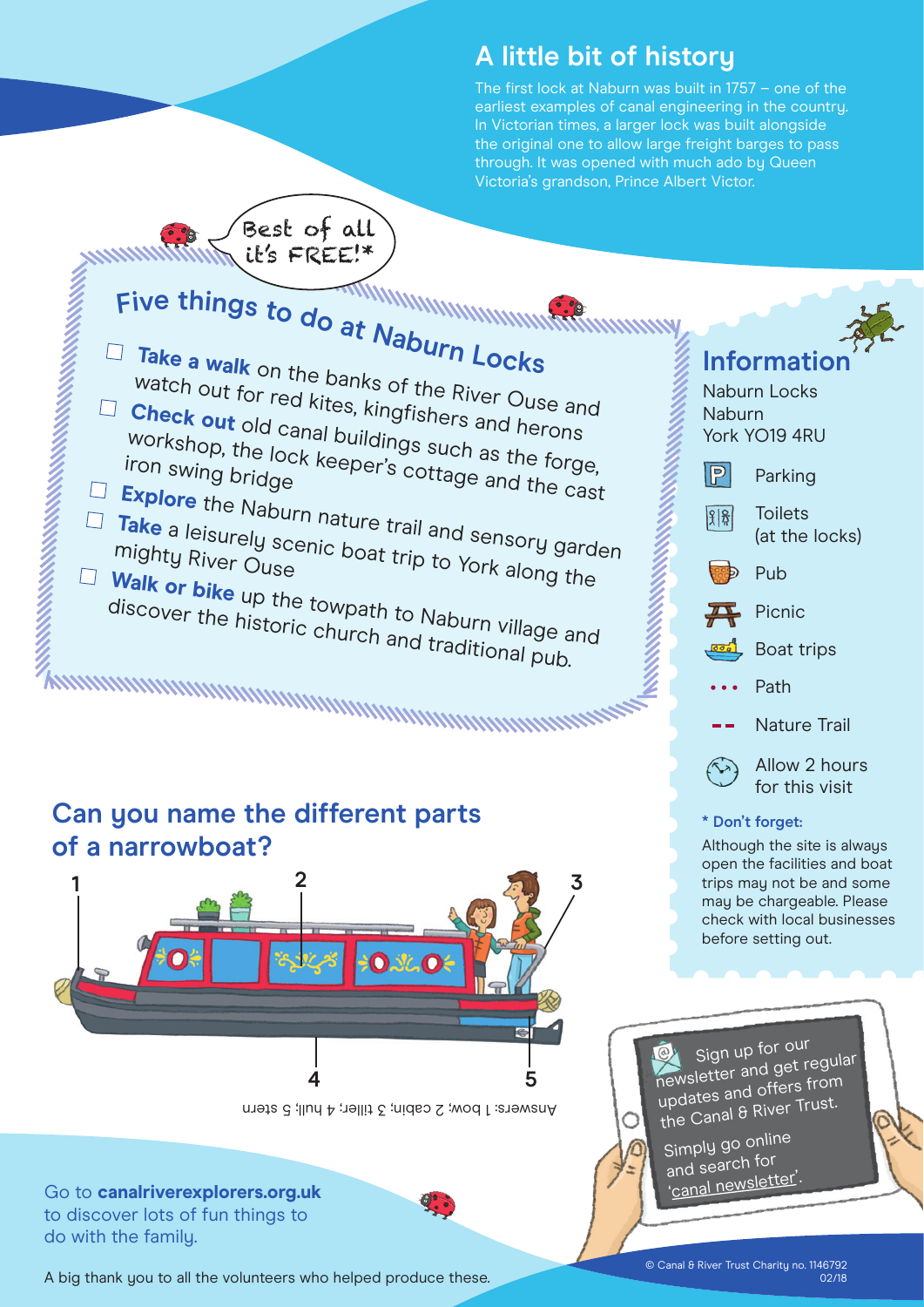## A little bit of history

The first lock at Naburn was built in 1757 – one of the earliest examples of canal engineering in the country. In Victorian times, a larger lock was built alongside the original one to allow large freight barges to pass through. It was opened with much ado by Queen Victoria's grandson, Prince Albert Victor.

Best of all it's FREE!*

## Five things to do at Naburn Locks

- ☐ **Take a walk** on the banks of the River Ouse and watch out for red kites, kingfishers and herons
- ☐ **Check out** old canal buildings such as the forge, workshop, the lock keeper's cottage and the cast iron swing bridge
- ☐ **Explore** the Naburn nature trail and sensory garden
- ☐ **Take** a leisurely scenic boat trip to York along the mighty River Ouse
- ☐ **Walk or bike** up the towpath to Naburn village and discover the historic church and traditional pub.

## Information

Naburn Locks
Naburn
York YO19 4RU

- Parking
- Toilets (at the locks)
- Pub
- Picnic
- Boat trips
- Path
- Nature Trail
- Allow 2 hours for this visit

**\* Don't forget:**

Although the site is always open the facilities and boat trips may not be and some may be chargeable. Please check with local businesses before setting out.

## Can you name the different parts of a narrowboat?

1 2 3 4 5

Answers: 1 bow; 2 cabin; 3 tiller; 4 hull; 5 stern

Sign up for our newsletter and get regular updates and offers from the Canal & River Trust.

Simply go online and search for 'canal newsletter'.

Go to **canalriverexplorers.org.uk** to discover lots of fun things to do with the family.

A big thank you to all the volunteers who helped produce these.

© Canal & River Trust Charity no. 1146792
02/18